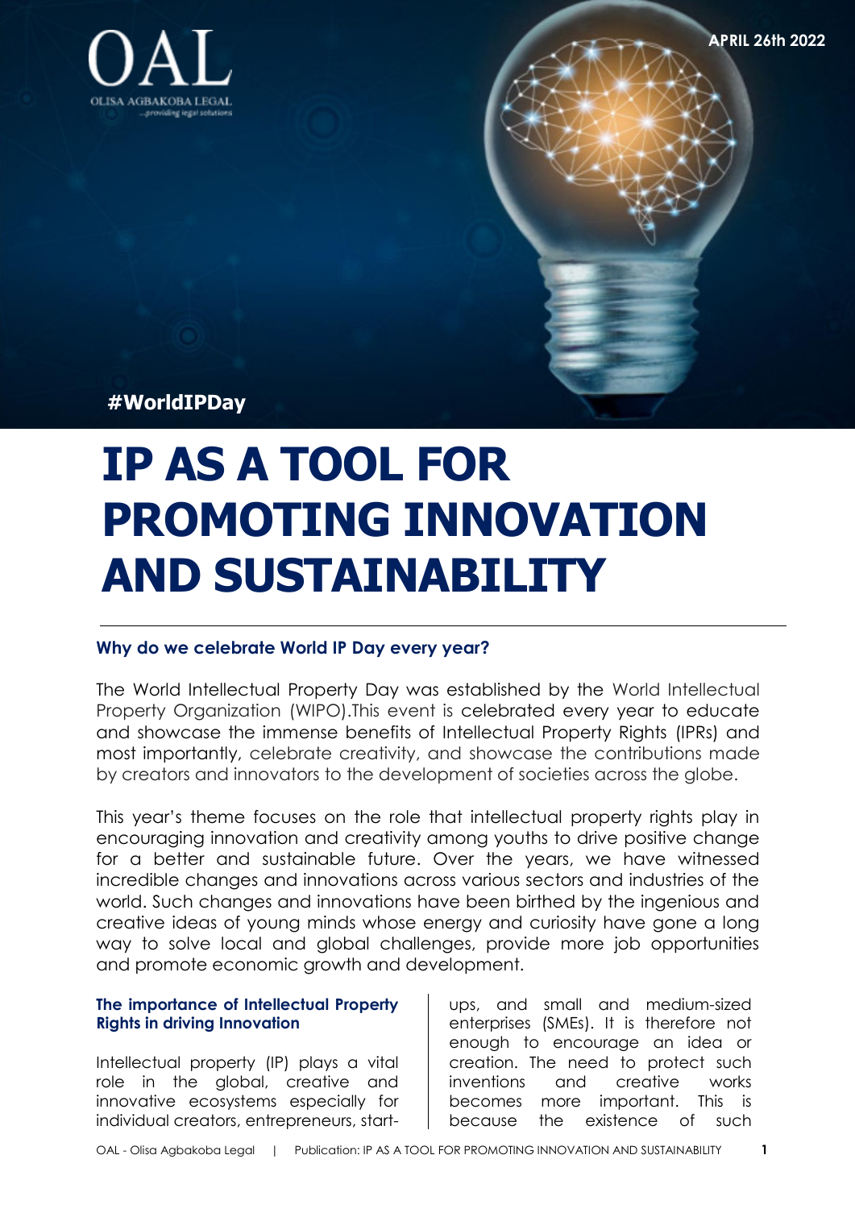OAL
OLISA AGBAKOBA LEGAL
...providing legal solutions

APRIL 26th 2022

#WorldIPDay

# IP AS A TOOL FOR PROMOTING INNOVATION AND SUSTAINABILITY

### Why do we celebrate World IP Day every year?

The World Intellectual Property Day was established by the World Intellectual Property Organization (WIPO).This event is celebrated every year to educate and showcase the immense benefits of Intellectual Property Rights (IPRs) and most importantly, celebrate creativity, and showcase the contributions made by creators and innovators to the development of societies across the globe.

This year's theme focuses on the role that intellectual property rights play in encouraging innovation and creativity among youths to drive positive change for a better and sustainable future. Over the years, we have witnessed incredible changes and innovations across various sectors and industries of the world. Such changes and innovations have been birthed by the ingenious and creative ideas of young minds whose energy and curiosity have gone a long way to solve local and global challenges, provide more job opportunities and promote economic growth and development.

### The importance of Intellectual Property Rights in driving Innovation

Intellectual property (IP) plays a vital role in the global, creative and innovative ecosystems especially for individual creators, entrepreneurs, start-ups, and small and medium-sized enterprises (SMEs). It is therefore not enough to encourage an idea or creation. The need to protect such inventions and creative works becomes more important. This is because the existence of such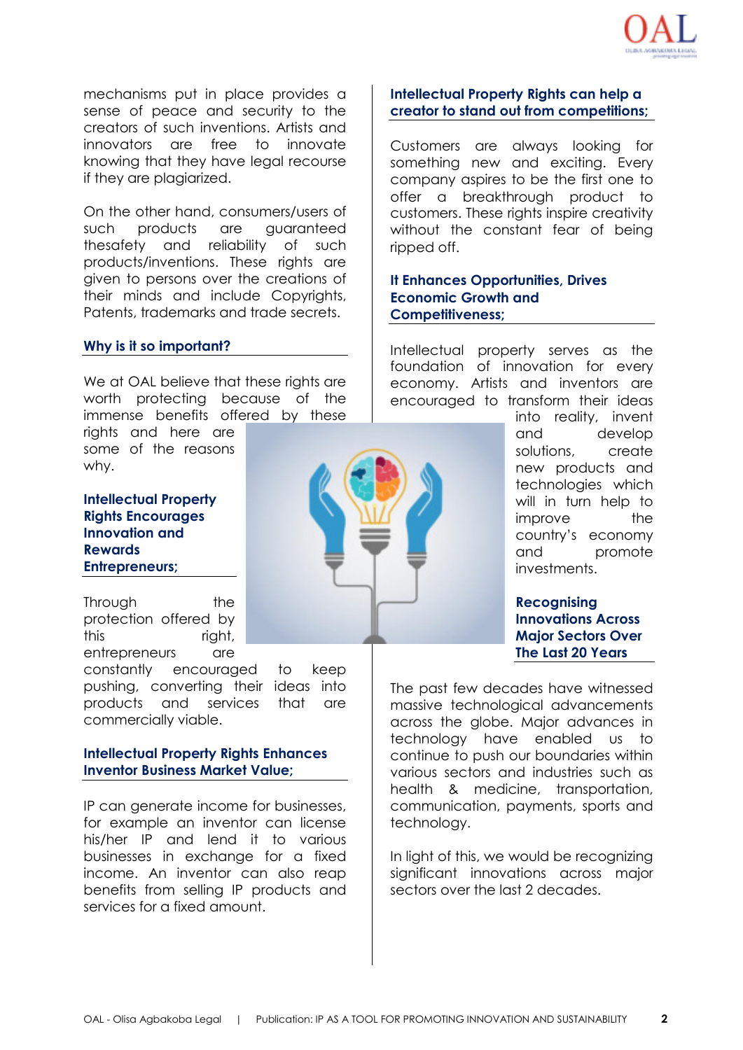mechanisms put in place provides a sense of peace and security to the creators of such inventions. Artists and innovators are free to innovate knowing that they have legal recourse if they are plagiarized.

On the other hand, consumers/users of such products are guaranteed thesafety and reliability of such products/inventions. These rights are given to persons over the creations of their minds and include Copyrights, Patents, trademarks and trade secrets.

## Why is it so important?

We at OAL believe that these rights are worth protecting because of the immense benefits offered by these rights and here are some of the reasons why.

### Intellectual Property Rights Encourages Innovation and Rewards Entrepreneurs;

Through the protection offered by this right, entrepreneurs are constantly encouraged to keep pushing, converting their ideas into products and services that are commercially viable.

### Intellectual Property Rights Enhances Inventor Business Market Value;

IP can generate income for businesses, for example an inventor can license his/her IP and lend it to various businesses in exchange for a fixed income. An inventor can also reap benefits from selling IP products and services for a fixed amount.

### Intellectual Property Rights can help a creator to stand out from competitions;

Customers are always looking for something new and exciting. Every company aspires to be the first one to offer a breakthrough product to customers. These rights inspire creativity without the constant fear of being ripped off.

### It Enhances Opportunities, Drives Economic Growth and Competitiveness;

Intellectual property serves as the foundation of innovation for every economy. Artists and inventors are encouraged to transform their ideas into reality, invent and develop solutions, create new products and technologies which will in turn help to improve the country's economy and promote investments.

## Recognising Innovations Across Major Sectors Over The Last 20 Years

The past few decades have witnessed massive technological advancements across the globe. Major advances in technology have enabled us to continue to push our boundaries within various sectors and industries such as health & medicine, transportation, communication, payments, sports and technology.

In light of this, we would be recognizing significant innovations across major sectors over the last 2 decades.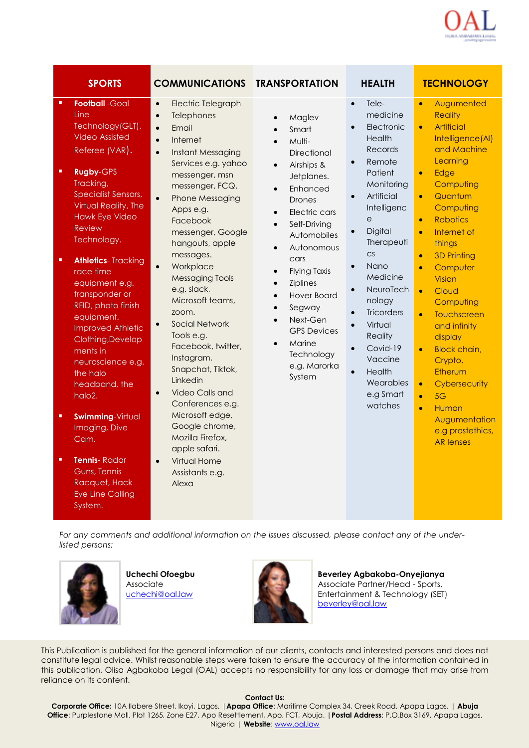| SPORTS | COMMUNICATIONS | TRANSPORTATION | HEALTH | TECHNOLOGY |
|---|---|---|---|---|
| **Football** -Goal Line Technology(GLT), Video Assisted Referee (VAR). | Electric Telegraph | Maglev | Tele-medicine | Augumented Reality |
| **Rugby**-GPS Tracking, Specialist Sensors, Virtual Reality, The Hawk Eye Video Review Technology. | Telephones | Smart | Electronic Health Records | Artificial Intelligence(AI) and Machine Learning |
| **Athletics**- Tracking race time equipment e.g. transponder or RFID, photo finish equipment. Improved Athletic Clothing,Developments in neuroscience e.g. the halo headband, the halo2. | Email | Multi-Directional | Remote Patient Monitoring | Edge Computing |
| **Swimming**-Virtual Imaging, Dive Cam. | Internet | Airships & Jetplanes. | Artificial Intelligence | Quantum Computing |
| **Tennis**- Radar Guns, Tennis Racquet, Hack Eye Line Calling System. | Instant Messaging Services e.g. yahoo messenger, msn messenger, FCQ. | Enhanced Drones | Digital Therapeutics | Robotics |
| | Phone Messaging Apps e.g. Facebook messenger, Google hangouts, apple messages. | Electric cars | Nano Medicine | Internet of things |
| | Workplace Messaging Tools e.g. slack, Microsoft teams, zoom. | Self-Driving Automobiles | NeuroTechnology | 3D Printing |
| | Social Network Tools e.g. Facebook, twitter, Instagram, Snapchat, Tiktok, Linkedin | Autonomous cars | Tricorders | Computer Vision |
| | Video Calls and Conferences e.g. Microsoft edge, Google chrome, Mozilla Firefox, apple safari. | Flying Taxis | Virtual Reality | Cloud Computing |
| | Virtual Home Assistants e.g. Alexa | Ziplines | Covid-19 Vaccine | Touchscreen and infinity display |
| | | Hover Board | Health Wearables e.g Smart watches | Block chain, Crypto, Etherum |
| | | Segway | | Cybersecurity |
| | | Next-Gen GPS Devices | | 5G |
| | | Marine Technology e.g. Marorka System | | Human Augmentation e.g prostethics, AR lenses |

*For any comments and additional information on the issues discussed, please contact any of the under-listed persons:*

**Uchechi Ofoegbu**
Associate
uchechi@oal.law

**Beverley Agbakoba-Onyejianya**
Associate Partner/Head - Sports, Entertainment & Technology (SET)
beverley@oal.law

This Publication is published for the general information of our clients, contacts and interested persons and does not constitute legal advice. Whilst reasonable steps were taken to ensure the accuracy of the information contained in this publication, Olisa Agbakoba Legal (OAL) accepts no responsibility for any loss or damage that may arise from reliance on its content.

**Contact Us:**
**Corporate Office:** 10A Ilabere Street, Ikoyi, Lagos. | **Apapa Office**: Maritime Complex 34, Creek Road, Apapa Lagos. | **Abuja Office**: Purplestone Mall, Plot 1265, Zone E27, Apo Resettlement, Apo, FCT, Abuja. | **Postal Address**: P.O.Box 3169, Apapa Lagos, Nigeria | **Website**: www.oal.law